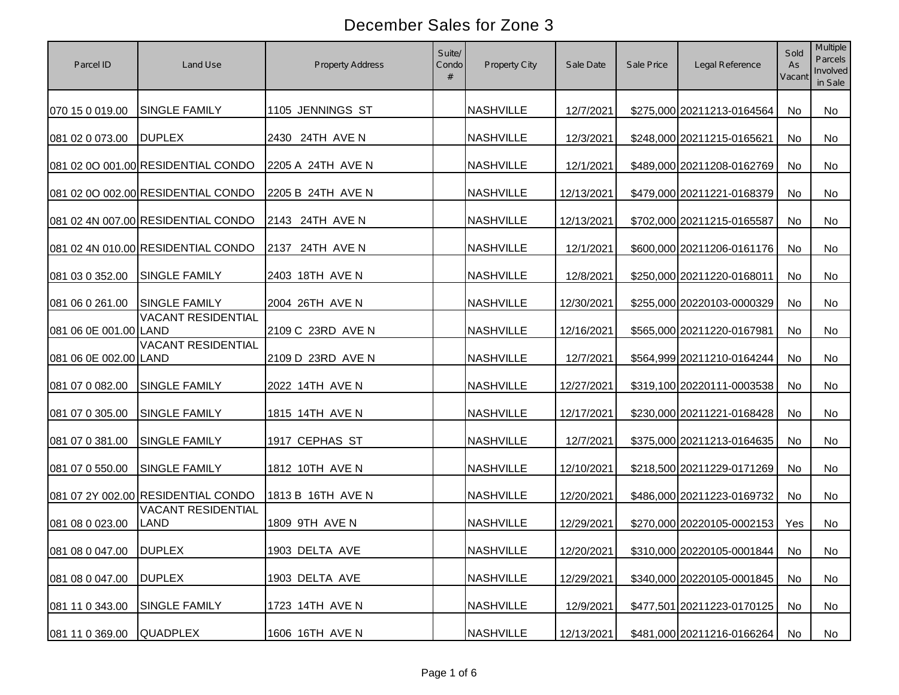# December Sales for Zone 3

| Parcel ID | Land Use | Property Address | Suite/ Condo # | Property City | Sale Date | Sale Price | Legal Reference | Sold As Vacant | Multiple Parcels Involved in Sale |
|---|---|---|---|---|---|---|---|---|---|
| 070 15 0 019.00 | SINGLE FAMILY | 1105 JENNINGS ST | | NASHVILLE | 12/7/2021 | $275,000 | 20211213-0164564 | No | No |
| 081 02 0 073.00 | DUPLEX | 2430 24TH AVE N | | NASHVILLE | 12/3/2021 | $248,000 | 20211215-0165621 | No | No |
| 081 02 0O 001.00 | RESIDENTIAL CONDO | 2205 A 24TH AVE N | | NASHVILLE | 12/1/2021 | $489,000 | 20211208-0162769 | No | No |
| 081 02 0O 002.00 | RESIDENTIAL CONDO | 2205 B 24TH AVE N | | NASHVILLE | 12/13/2021 | $479,000 | 20211221-0168379 | No | No |
| 081 02 4N 007.00 | RESIDENTIAL CONDO | 2143 24TH AVE N | | NASHVILLE | 12/13/2021 | $702,000 | 20211215-0165587 | No | No |
| 081 02 4N 010.00 | RESIDENTIAL CONDO | 2137 24TH AVE N | | NASHVILLE | 12/1/2021 | $600,000 | 20211206-0161176 | No | No |
| 081 03 0 352.00 | SINGLE FAMILY | 2403 18TH AVE N | | NASHVILLE | 12/8/2021 | $250,000 | 20211220-0168011 | No | No |
| 081 06 0 261.00 | SINGLE FAMILY | 2004 26TH AVE N | | NASHVILLE | 12/30/2021 | $255,000 | 20220103-0000329 | No | No |
| 081 06 0E 001.00 | VACANT RESIDENTIAL LAND | 2109 C 23RD AVE N | | NASHVILLE | 12/16/2021 | $565,000 | 20211220-0167981 | No | No |
| 081 06 0E 002.00 | VACANT RESIDENTIAL LAND | 2109 D 23RD AVE N | | NASHVILLE | 12/7/2021 | $564,999 | 20211210-0164244 | No | No |
| 081 07 0 082.00 | SINGLE FAMILY | 2022 14TH AVE N | | NASHVILLE | 12/27/2021 | $319,100 | 20220111-0003538 | No | No |
| 081 07 0 305.00 | SINGLE FAMILY | 1815 14TH AVE N | | NASHVILLE | 12/17/2021 | $230,000 | 20211221-0168428 | No | No |
| 081 07 0 381.00 | SINGLE FAMILY | 1917 CEPHAS ST | | NASHVILLE | 12/7/2021 | $375,000 | 20211213-0164635 | No | No |
| 081 07 0 550.00 | SINGLE FAMILY | 1812 10TH AVE N | | NASHVILLE | 12/10/2021 | $218,500 | 20211229-0171269 | No | No |
| 081 07 2Y 002.00 | RESIDENTIAL CONDO | 1813 B 16TH AVE N | | NASHVILLE | 12/20/2021 | $486,000 | 20211223-0169732 | No | No |
| 081 08 0 023.00 | VACANT RESIDENTIAL LAND | 1809 9TH AVE N | | NASHVILLE | 12/29/2021 | $270,000 | 20220105-0002153 | Yes | No |
| 081 08 0 047.00 | DUPLEX | 1903 DELTA AVE | | NASHVILLE | 12/20/2021 | $310,000 | 20220105-0001844 | No | No |
| 081 08 0 047.00 | DUPLEX | 1903 DELTA AVE | | NASHVILLE | 12/29/2021 | $340,000 | 20220105-0001845 | No | No |
| 081 11 0 343.00 | SINGLE FAMILY | 1723 14TH AVE N | | NASHVILLE | 12/9/2021 | $477,501 | 20211223-0170125 | No | No |
| 081 11 0 369.00 | QUADPLEX | 1606 16TH AVE N | | NASHVILLE | 12/13/2021 | $481,000 | 20211216-0166264 | No | No |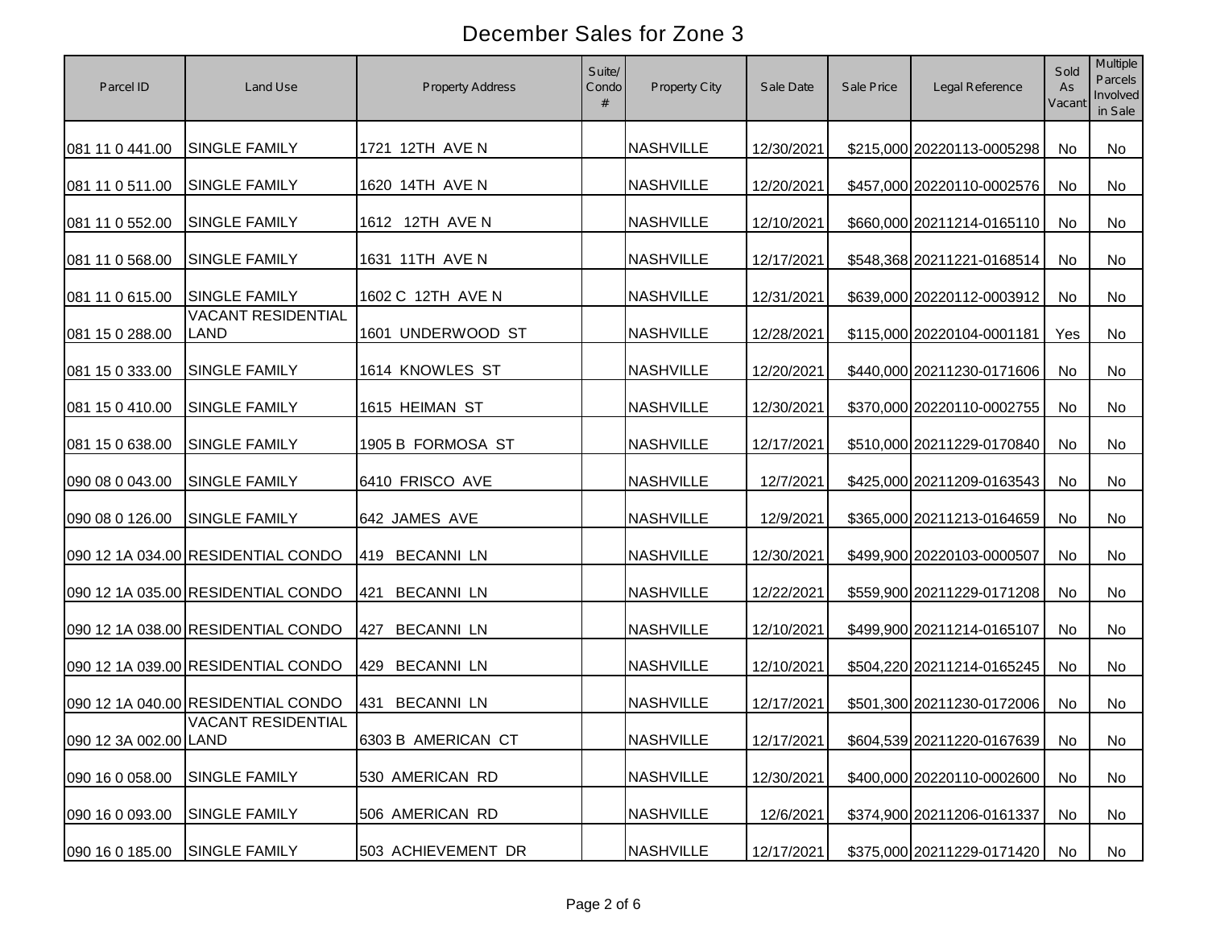# December Sales for Zone 3

| Parcel ID | Land Use | Property Address | Suite/ Condo # | Property City | Sale Date | Sale Price | Legal Reference | Sold As Vacant | Multiple Parcels Involved in Sale |
|---|---|---|---|---|---|---|---|---|---|
| 081 11 0 441.00 | SINGLE FAMILY | 1721 12TH AVE N | | NASHVILLE | 12/30/2021 | $215,000 | 20220113-0005298 | No | No |
| 081 11 0 511.00 | SINGLE FAMILY | 1620 14TH AVE N | | NASHVILLE | 12/20/2021 | $457,000 | 20220110-0002576 | No | No |
| 081 11 0 552.00 | SINGLE FAMILY | 1612 12TH AVE N | | NASHVILLE | 12/10/2021 | $660,000 | 20211214-0165110 | No | No |
| 081 11 0 568.00 | SINGLE FAMILY | 1631 11TH AVE N | | NASHVILLE | 12/17/2021 | $548,368 | 20211221-0168514 | No | No |
| 081 11 0 615.00 | SINGLE FAMILY | 1602 C 12TH AVE N | | NASHVILLE | 12/31/2021 | $639,000 | 20220112-0003912 | No | No |
| 081 15 0 288.00 | VACANT RESIDENTIAL LAND | 1601 UNDERWOOD ST | | NASHVILLE | 12/28/2021 | $115,000 | 20220104-0001181 | Yes | No |
| 081 15 0 333.00 | SINGLE FAMILY | 1614 KNOWLES ST | | NASHVILLE | 12/20/2021 | $440,000 | 20211230-0171606 | No | No |
| 081 15 0 410.00 | SINGLE FAMILY | 1615 HEIMAN ST | | NASHVILLE | 12/30/2021 | $370,000 | 20220110-0002755 | No | No |
| 081 15 0 638.00 | SINGLE FAMILY | 1905 B FORMOSA ST | | NASHVILLE | 12/17/2021 | $510,000 | 20211229-0170840 | No | No |
| 090 08 0 043.00 | SINGLE FAMILY | 6410 FRISCO AVE | | NASHVILLE | 12/7/2021 | $425,000 | 20211209-0163543 | No | No |
| 090 08 0 126.00 | SINGLE FAMILY | 642 JAMES AVE | | NASHVILLE | 12/9/2021 | $365,000 | 20211213-0164659 | No | No |
| 090 12 1A 034.00 | RESIDENTIAL CONDO | 419 BECANNI LN | | NASHVILLE | 12/30/2021 | $499,900 | 20220103-0000507 | No | No |
| 090 12 1A 035.00 | RESIDENTIAL CONDO | 421 BECANNI LN | | NASHVILLE | 12/22/2021 | $559,900 | 20211229-0171208 | No | No |
| 090 12 1A 038.00 | RESIDENTIAL CONDO | 427 BECANNI LN | | NASHVILLE | 12/10/2021 | $499,900 | 20211214-0165107 | No | No |
| 090 12 1A 039.00 | RESIDENTIAL CONDO | 429 BECANNI LN | | NASHVILLE | 12/10/2021 | $504,220 | 20211214-0165245 | No | No |
| 090 12 1A 040.00 | RESIDENTIAL CONDO | 431 BECANNI LN | | NASHVILLE | 12/17/2021 | $501,300 | 20211230-0172006 | No | No |
| 090 12 3A 002.00 | VACANT RESIDENTIAL LAND | 6303 B AMERICAN CT | | NASHVILLE | 12/17/2021 | $604,539 | 20211220-0167639 | No | No |
| 090 16 0 058.00 | SINGLE FAMILY | 530 AMERICAN RD | | NASHVILLE | 12/30/2021 | $400,000 | 20220110-0002600 | No | No |
| 090 16 0 093.00 | SINGLE FAMILY | 506 AMERICAN RD | | NASHVILLE | 12/6/2021 | $374,900 | 20211206-0161337 | No | No |
| 090 16 0 185.00 | SINGLE FAMILY | 503 ACHIEVEMENT DR | | NASHVILLE | 12/17/2021 | $375,000 | 20211229-0171420 | No | No |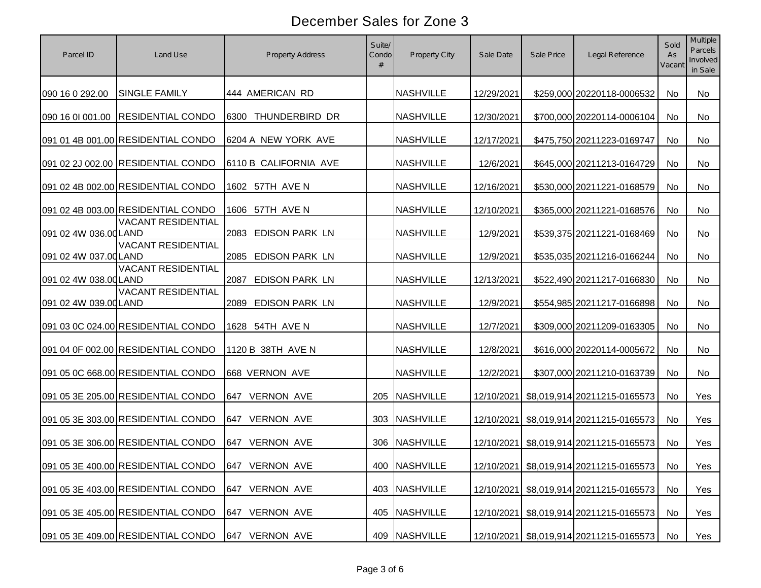# December Sales for Zone 3

| Parcel ID | Land Use | Property Address | Suite/ Condo # | Property City | Sale Date | Sale Price | Legal Reference | Sold As Vacant | Multiple Parcels Involved in Sale |
|---|---|---|---|---|---|---|---|---|---|
| 090 16 0 292.00 | SINGLE FAMILY | 444 AMERICAN RD | | NASHVILLE | 12/29/2021 | $259,000 | 20220118-0006532 | No | No |
| 090 16 0I 001.00 | RESIDENTIAL CONDO | 6300 THUNDERBIRD DR | | NASHVILLE | 12/30/2021 | $700,000 | 20220114-0006104 | No | No |
| 091 01 4B 001.00 | RESIDENTIAL CONDO | 6204 A NEW YORK AVE | | NASHVILLE | 12/17/2021 | $475,750 | 20211223-0169747 | No | No |
| 091 02 2J 002.00 | RESIDENTIAL CONDO | 6110 B CALIFORNIA AVE | | NASHVILLE | 12/6/2021 | $645,000 | 20211213-0164729 | No | No |
| 091 02 4B 002.00 | RESIDENTIAL CONDO | 1602 57TH AVE N | | NASHVILLE | 12/16/2021 | $530,000 | 20211221-0168579 | No | No |
| 091 02 4B 003.00 | RESIDENTIAL CONDO | 1606 57TH AVE N | | NASHVILLE | 12/10/2021 | $365,000 | 20211221-0168576 | No | No |
| 091 02 4W 036.00 | VACANT RESIDENTIAL LAND | 2083 EDISON PARK LN | | NASHVILLE | 12/9/2021 | $539,375 | 20211221-0168469 | No | No |
| 091 02 4W 037.00 | VACANT RESIDENTIAL LAND | 2085 EDISON PARK LN | | NASHVILLE | 12/9/2021 | $535,035 | 20211216-0166244 | No | No |
| 091 02 4W 038.00 | VACANT RESIDENTIAL LAND | 2087 EDISON PARK LN | | NASHVILLE | 12/13/2021 | $522,490 | 20211217-0166830 | No | No |
| 091 02 4W 039.00 | VACANT RESIDENTIAL LAND | 2089 EDISON PARK LN | | NASHVILLE | 12/9/2021 | $554,985 | 20211217-0166898 | No | No |
| 091 03 0C 024.00 | RESIDENTIAL CONDO | 1628 54TH AVE N | | NASHVILLE | 12/7/2021 | $309,000 | 20211209-0163305 | No | No |
| 091 04 0F 002.00 | RESIDENTIAL CONDO | 1120 B 38TH AVE N | | NASHVILLE | 12/8/2021 | $616,000 | 20220114-0005672 | No | No |
| 091 05 0C 668.00 | RESIDENTIAL CONDO | 668 VERNON AVE | | NASHVILLE | 12/2/2021 | $307,000 | 20211210-0163739 | No | No |
| 091 05 3E 205.00 | RESIDENTIAL CONDO | 647 VERNON AVE | 205 | NASHVILLE | 12/10/2021 | $8,019,914 | 20211215-0165573 | No | Yes |
| 091 05 3E 303.00 | RESIDENTIAL CONDO | 647 VERNON AVE | 303 | NASHVILLE | 12/10/2021 | $8,019,914 | 20211215-0165573 | No | Yes |
| 091 05 3E 306.00 | RESIDENTIAL CONDO | 647 VERNON AVE | 306 | NASHVILLE | 12/10/2021 | $8,019,914 | 20211215-0165573 | No | Yes |
| 091 05 3E 400.00 | RESIDENTIAL CONDO | 647 VERNON AVE | 400 | NASHVILLE | 12/10/2021 | $8,019,914 | 20211215-0165573 | No | Yes |
| 091 05 3E 403.00 | RESIDENTIAL CONDO | 647 VERNON AVE | 403 | NASHVILLE | 12/10/2021 | $8,019,914 | 20211215-0165573 | No | Yes |
| 091 05 3E 405.00 | RESIDENTIAL CONDO | 647 VERNON AVE | 405 | NASHVILLE | 12/10/2021 | $8,019,914 | 20211215-0165573 | No | Yes |
| 091 05 3E 409.00 | RESIDENTIAL CONDO | 647 VERNON AVE | 409 | NASHVILLE | 12/10/2021 | $8,019,914 | 20211215-0165573 | No | Yes |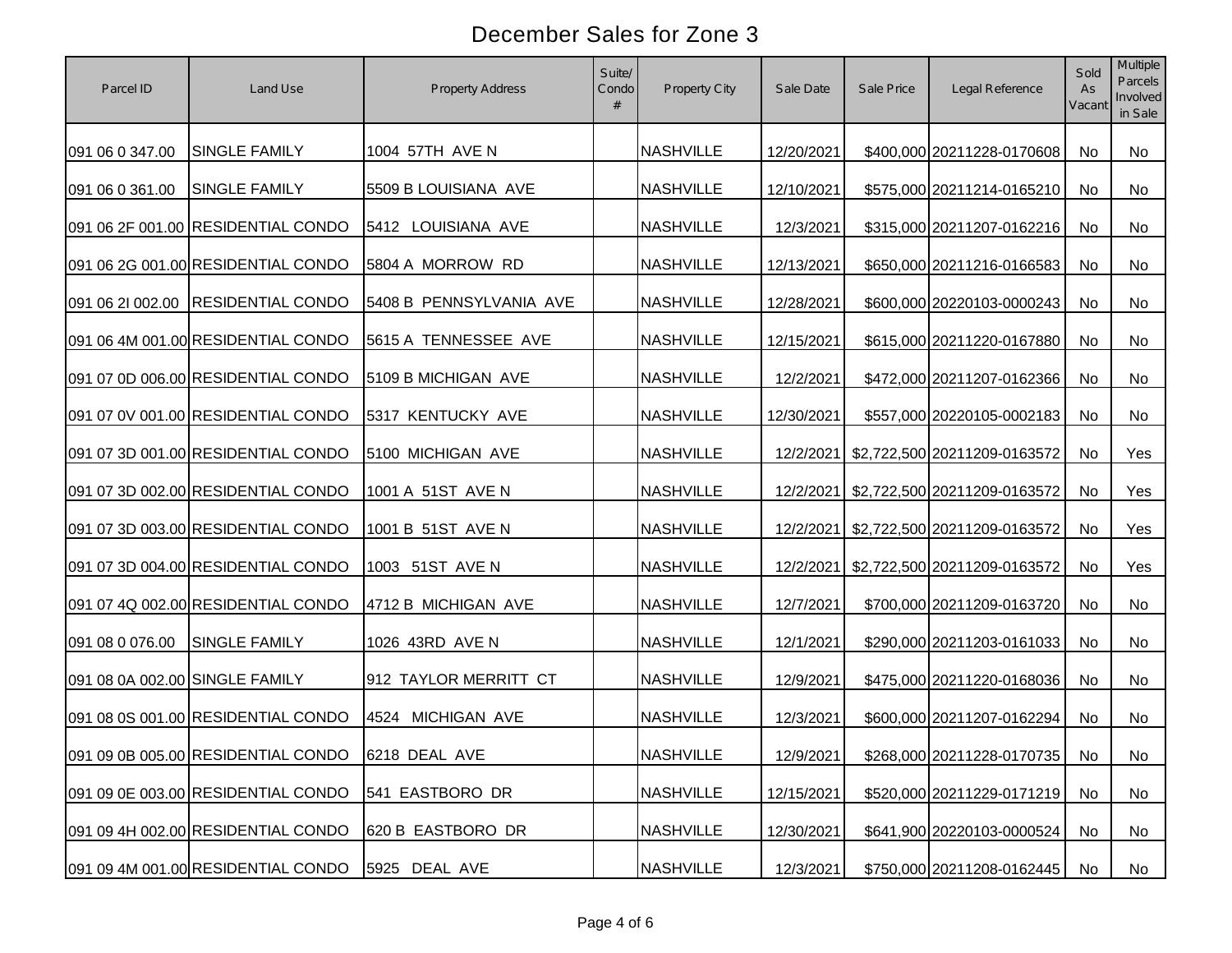# December Sales for Zone 3

| Parcel ID | Land Use | Property Address | Suite/ Condo # | Property City | Sale Date | Sale Price | Legal Reference | Sold As Vacant | Multiple Parcels Involved in Sale |
|---|---|---|---|---|---|---|---|---|---|
| 091 06 0 347.00 | SINGLE FAMILY | 1004 57TH AVE N | | NASHVILLE | 12/20/2021 | $400,000 | 20211228-0170608 | No | No |
| 091 06 0 361.00 | SINGLE FAMILY | 5509 B LOUISIANA AVE | | NASHVILLE | 12/10/2021 | $575,000 | 20211214-0165210 | No | No |
| 091 06 2F 001.00 | RESIDENTIAL CONDO | 5412 LOUISIANA AVE | | NASHVILLE | 12/3/2021 | $315,000 | 20211207-0162216 | No | No |
| 091 06 2G 001.00 | RESIDENTIAL CONDO | 5804 A MORROW RD | | NASHVILLE | 12/13/2021 | $650,000 | 20211216-0166583 | No | No |
| 091 06 2I 002.00 | RESIDENTIAL CONDO | 5408 B PENNSYLVANIA AVE | | NASHVILLE | 12/28/2021 | $600,000 | 20220103-0000243 | No | No |
| 091 06 4M 001.00 | RESIDENTIAL CONDO | 5615 A TENNESSEE AVE | | NASHVILLE | 12/15/2021 | $615,000 | 20211220-0167880 | No | No |
| 091 07 0D 006.00 | RESIDENTIAL CONDO | 5109 B MICHIGAN AVE | | NASHVILLE | 12/2/2021 | $472,000 | 20211207-0162366 | No | No |
| 091 07 0V 001.00 | RESIDENTIAL CONDO | 5317 KENTUCKY AVE | | NASHVILLE | 12/30/2021 | $557,000 | 20220105-0002183 | No | No |
| 091 07 3D 001.00 | RESIDENTIAL CONDO | 5100 MICHIGAN AVE | | NASHVILLE | 12/2/2021 | $2,722,500 | 20211209-0163572 | No | Yes |
| 091 07 3D 002.00 | RESIDENTIAL CONDO | 1001 A 51ST AVE N | | NASHVILLE | 12/2/2021 | $2,722,500 | 20211209-0163572 | No | Yes |
| 091 07 3D 003.00 | RESIDENTIAL CONDO | 1001 B 51ST AVE N | | NASHVILLE | 12/2/2021 | $2,722,500 | 20211209-0163572 | No | Yes |
| 091 07 3D 004.00 | RESIDENTIAL CONDO | 1003 51ST AVE N | | NASHVILLE | 12/2/2021 | $2,722,500 | 20211209-0163572 | No | Yes |
| 091 07 4Q 002.00 | RESIDENTIAL CONDO | 4712 B MICHIGAN AVE | | NASHVILLE | 12/7/2021 | $700,000 | 20211209-0163720 | No | No |
| 091 08 0 076.00 | SINGLE FAMILY | 1026 43RD AVE N | | NASHVILLE | 12/1/2021 | $290,000 | 20211203-0161033 | No | No |
| 091 08 0A 002.00 | SINGLE FAMILY | 912 TAYLOR MERRITT CT | | NASHVILLE | 12/9/2021 | $475,000 | 20211220-0168036 | No | No |
| 091 08 0S 001.00 | RESIDENTIAL CONDO | 4524 MICHIGAN AVE | | NASHVILLE | 12/3/2021 | $600,000 | 20211207-0162294 | No | No |
| 091 09 0B 005.00 | RESIDENTIAL CONDO | 6218 DEAL AVE | | NASHVILLE | 12/9/2021 | $268,000 | 20211228-0170735 | No | No |
| 091 09 0E 003.00 | RESIDENTIAL CONDO | 541 EASTBORO DR | | NASHVILLE | 12/15/2021 | $520,000 | 20211229-0171219 | No | No |
| 091 09 4H 002.00 | RESIDENTIAL CONDO | 620 B EASTBORO DR | | NASHVILLE | 12/30/2021 | $641,900 | 20220103-0000524 | No | No |
| 091 09 4M 001.00 | RESIDENTIAL CONDO | 5925 DEAL AVE | | NASHVILLE | 12/3/2021 | $750,000 | 20211208-0162445 | No | No |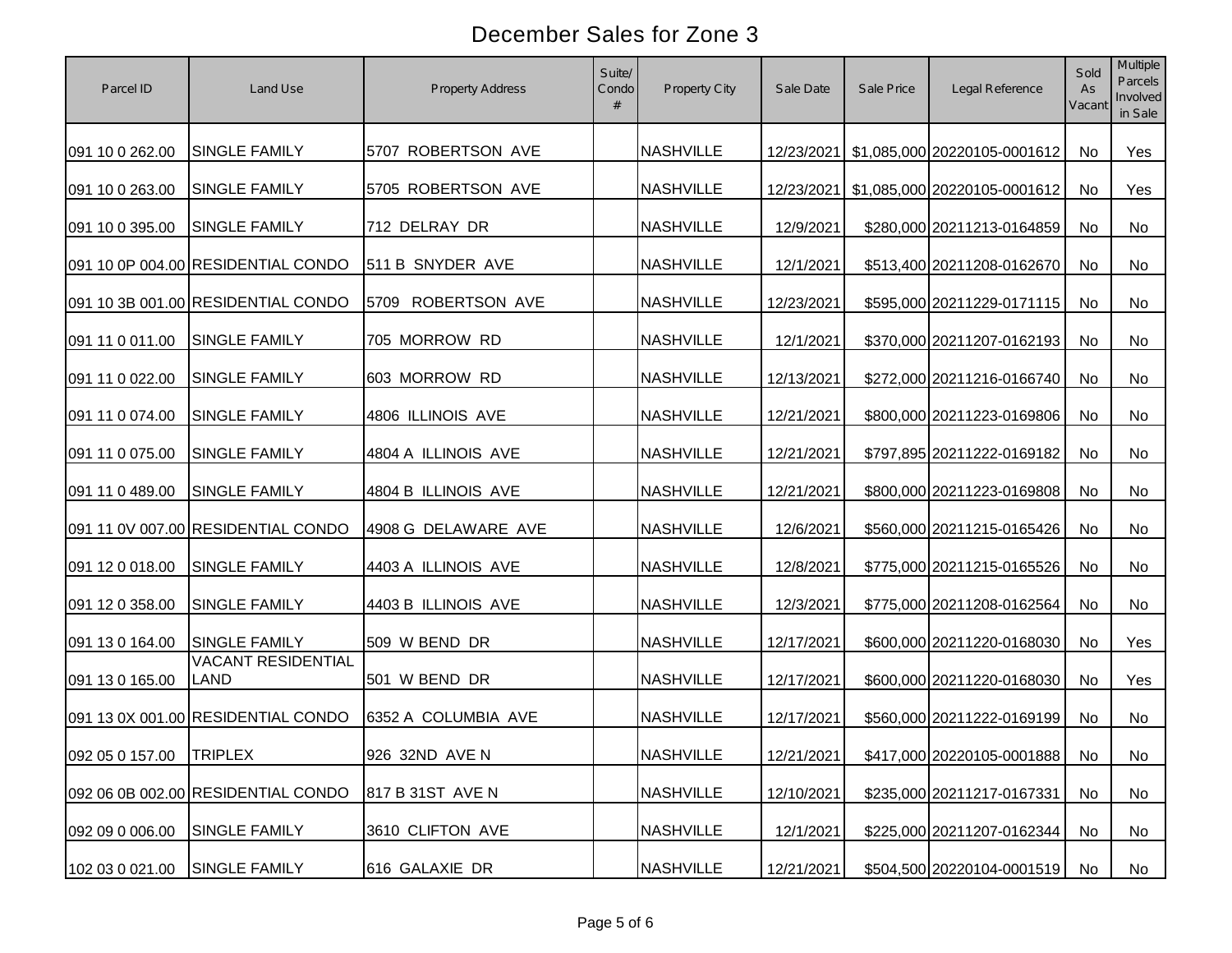# December Sales for Zone 3

| Parcel ID | Land Use | Property Address | Suite/ Condo # | Property City | Sale Date | Sale Price | Legal Reference | Sold As Vacant | Multiple Parcels Involved in Sale |
|---|---|---|---|---|---|---|---|---|---|
| 091 10 0 262.00 | SINGLE FAMILY | 5707 ROBERTSON AVE | | NASHVILLE | 12/23/2021 | $1,085,000 | 20220105-0001612 | No | Yes |
| 091 10 0 263.00 | SINGLE FAMILY | 5705 ROBERTSON AVE | | NASHVILLE | 12/23/2021 | $1,085,000 | 20220105-0001612 | No | Yes |
| 091 10 0 395.00 | SINGLE FAMILY | 712 DELRAY DR | | NASHVILLE | 12/9/2021 | $280,000 | 20211213-0164859 | No | No |
| 091 10 0P 004.00 | RESIDENTIAL CONDO | 511 B SNYDER AVE | | NASHVILLE | 12/1/2021 | $513,400 | 20211208-0162670 | No | No |
| 091 10 3B 001.00 | RESIDENTIAL CONDO | 5709 ROBERTSON AVE | | NASHVILLE | 12/23/2021 | $595,000 | 20211229-0171115 | No | No |
| 091 11 0 011.00 | SINGLE FAMILY | 705 MORROW RD | | NASHVILLE | 12/1/2021 | $370,000 | 20211207-0162193 | No | No |
| 091 11 0 022.00 | SINGLE FAMILY | 603 MORROW RD | | NASHVILLE | 12/13/2021 | $272,000 | 20211216-0166740 | No | No |
| 091 11 0 074.00 | SINGLE FAMILY | 4806 ILLINOIS AVE | | NASHVILLE | 12/21/2021 | $800,000 | 20211223-0169806 | No | No |
| 091 11 0 075.00 | SINGLE FAMILY | 4804 A ILLINOIS AVE | | NASHVILLE | 12/21/2021 | $797,895 | 20211222-0169182 | No | No |
| 091 11 0 489.00 | SINGLE FAMILY | 4804 B ILLINOIS AVE | | NASHVILLE | 12/21/2021 | $800,000 | 20211223-0169808 | No | No |
| 091 11 0V 007.00 | RESIDENTIAL CONDO | 4908 G DELAWARE AVE | | NASHVILLE | 12/6/2021 | $560,000 | 20211215-0165426 | No | No |
| 091 12 0 018.00 | SINGLE FAMILY | 4403 A ILLINOIS AVE | | NASHVILLE | 12/8/2021 | $775,000 | 20211215-0165526 | No | No |
| 091 12 0 358.00 | SINGLE FAMILY | 4403 B ILLINOIS AVE | | NASHVILLE | 12/3/2021 | $775,000 | 20211208-0162564 | No | No |
| 091 13 0 164.00 | SINGLE FAMILY | 509 W BEND DR | | NASHVILLE | 12/17/2021 | $600,000 | 20211220-0168030 | No | Yes |
| 091 13 0 165.00 | VACANT RESIDENTIAL LAND | 501 W BEND DR | | NASHVILLE | 12/17/2021 | $600,000 | 20211220-0168030 | No | Yes |
| 091 13 0X 001.00 | RESIDENTIAL CONDO | 6352 A COLUMBIA AVE | | NASHVILLE | 12/17/2021 | $560,000 | 20211222-0169199 | No | No |
| 092 05 0 157.00 | TRIPLEX | 926 32ND AVE N | | NASHVILLE | 12/21/2021 | $417,000 | 20220105-0001888 | No | No |
| 092 06 0B 002.00 | RESIDENTIAL CONDO | 817 B 31ST AVE N | | NASHVILLE | 12/10/2021 | $235,000 | 20211217-0167331 | No | No |
| 092 09 0 006.00 | SINGLE FAMILY | 3610 CLIFTON AVE | | NASHVILLE | 12/1/2021 | $225,000 | 20211207-0162344 | No | No |
| 102 03 0 021.00 | SINGLE FAMILY | 616 GALAXIE DR | | NASHVILLE | 12/21/2021 | $504,500 | 20220104-0001519 | No | No |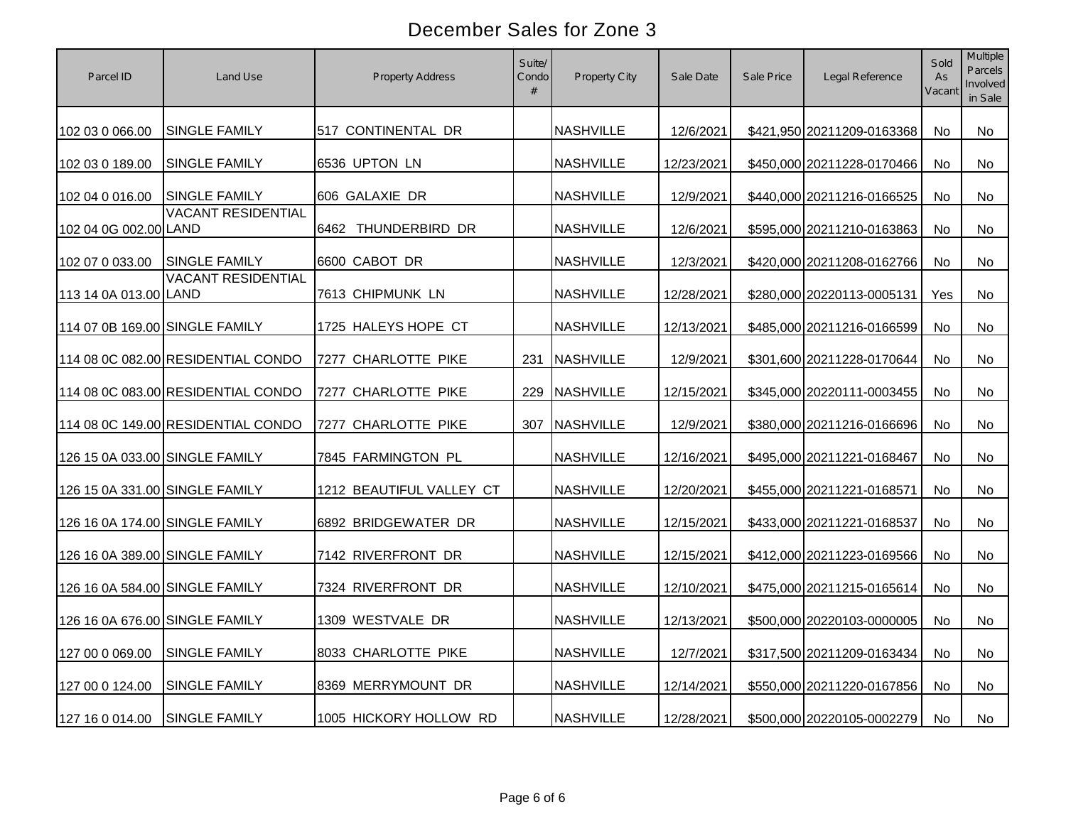# December Sales for Zone 3

| Parcel ID | Land Use | Property Address | Suite/ Condo # | Property City | Sale Date | Sale Price | Legal Reference | Sold As Vacant | Multiple Parcels Involved in Sale |
|---|---|---|---|---|---|---|---|---|---|
| 102 03 0 066.00 | SINGLE FAMILY | 517 CONTINENTAL DR | | NASHVILLE | 12/6/2021 | $421,950 | 20211209-0163368 | No | No |
| 102 03 0 189.00 | SINGLE FAMILY | 6536 UPTON LN | | NASHVILLE | 12/23/2021 | $450,000 | 20211228-0170466 | No | No |
| 102 04 0 016.00 | SINGLE FAMILY | 606 GALAXIE DR | | NASHVILLE | 12/9/2021 | $440,000 | 20211216-0166525 | No | No |
| 102 04 0G 002.00 | VACANT RESIDENTIAL LAND | 6462 THUNDERBIRD DR | | NASHVILLE | 12/6/2021 | $595,000 | 20211210-0163863 | No | No |
| 102 07 0 033.00 | SINGLE FAMILY | 6600 CABOT DR | | NASHVILLE | 12/3/2021 | $420,000 | 20211208-0162766 | No | No |
| 113 14 0A 013.00 | VACANT RESIDENTIAL LAND | 7613 CHIPMUNK LN | | NASHVILLE | 12/28/2021 | $280,000 | 20220113-0005131 | Yes | No |
| 114 07 0B 169.00 | SINGLE FAMILY | 1725 HALEYS HOPE CT | | NASHVILLE | 12/13/2021 | $485,000 | 20211216-0166599 | No | No |
| 114 08 0C 082.00 | RESIDENTIAL CONDO | 7277 CHARLOTTE PIKE | 231 | NASHVILLE | 12/9/2021 | $301,600 | 20211228-0170644 | No | No |
| 114 08 0C 083.00 | RESIDENTIAL CONDO | 7277 CHARLOTTE PIKE | 229 | NASHVILLE | 12/15/2021 | $345,000 | 20220111-0003455 | No | No |
| 114 08 0C 149.00 | RESIDENTIAL CONDO | 7277 CHARLOTTE PIKE | 307 | NASHVILLE | 12/9/2021 | $380,000 | 20211216-0166696 | No | No |
| 126 15 0A 033.00 | SINGLE FAMILY | 7845 FARMINGTON PL | | NASHVILLE | 12/16/2021 | $495,000 | 20211221-0168467 | No | No |
| 126 15 0A 331.00 | SINGLE FAMILY | 1212 BEAUTIFUL VALLEY CT | | NASHVILLE | 12/20/2021 | $455,000 | 20211221-0168571 | No | No |
| 126 16 0A 174.00 | SINGLE FAMILY | 6892 BRIDGEWATER DR | | NASHVILLE | 12/15/2021 | $433,000 | 20211221-0168537 | No | No |
| 126 16 0A 389.00 | SINGLE FAMILY | 7142 RIVERFRONT DR | | NASHVILLE | 12/15/2021 | $412,000 | 20211223-0169566 | No | No |
| 126 16 0A 584.00 | SINGLE FAMILY | 7324 RIVERFRONT DR | | NASHVILLE | 12/10/2021 | $475,000 | 20211215-0165614 | No | No |
| 126 16 0A 676.00 | SINGLE FAMILY | 1309 WESTVALE DR | | NASHVILLE | 12/13/2021 | $500,000 | 20220103-0000005 | No | No |
| 127 00 0 069.00 | SINGLE FAMILY | 8033 CHARLOTTE PIKE | | NASHVILLE | 12/7/2021 | $317,500 | 20211209-0163434 | No | No |
| 127 00 0 124.00 | SINGLE FAMILY | 8369 MERRYMOUNT DR | | NASHVILLE | 12/14/2021 | $550,000 | 20211220-0167856 | No | No |
| 127 16 0 014.00 | SINGLE FAMILY | 1005 HICKORY HOLLOW RD | | NASHVILLE | 12/28/2021 | $500,000 | 20220105-0002279 | No | No |